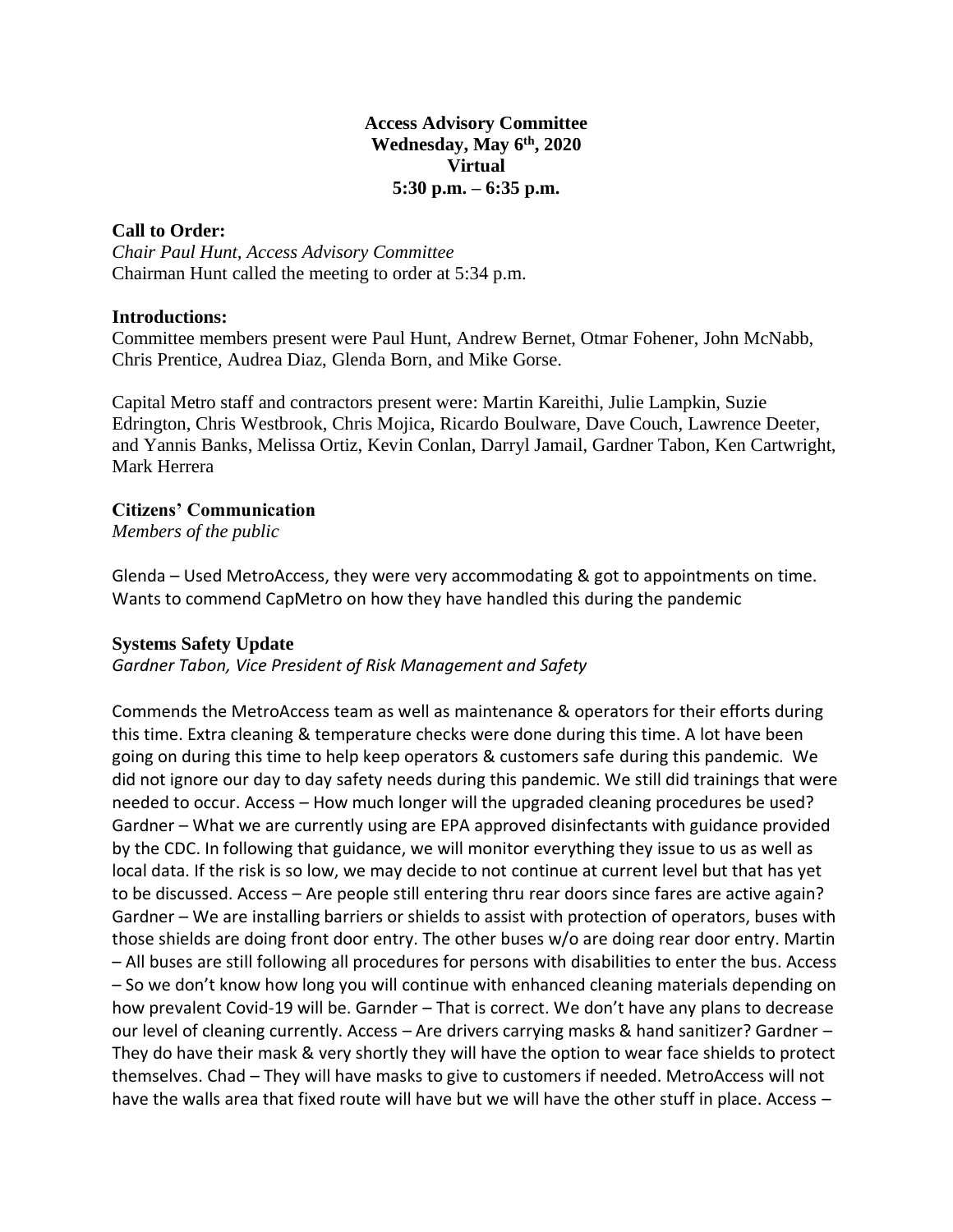**Access Advisory Committee**
**Wednesday, May 6th, 2020**
**Virtual**
**5:30 p.m. – 6:35 p.m.**

**Call to Order:**

*Chair Paul Hunt, Access Advisory Committee*
Chairman Hunt called the meeting to order at 5:34 p.m.

**Introductions:**

Committee members present were Paul Hunt, Andrew Bernet, Otmar Fohener, John McNabb, Chris Prentice, Audrea Diaz, Glenda Born, and Mike Gorse.

Capital Metro staff and contractors present were: Martin Kareithi, Julie Lampkin, Suzie Edrington, Chris Westbrook, Chris Mojica, Ricardo Boulware, Dave Couch, Lawrence Deeter, and Yannis Banks, Melissa Ortiz, Kevin Conlan, Darryl Jamail, Gardner Tabon, Ken Cartwright, Mark Herrera

**Citizens' Communication**

*Members of the public*

Glenda – Used MetroAccess, they were very accommodating & got to appointments on time. Wants to commend CapMetro on how they have handled this during the pandemic

**Systems Safety Update**

*Gardner Tabon, Vice President of Risk Management and Safety*

Commends the MetroAccess team as well as maintenance & operators for their efforts during this time. Extra cleaning & temperature checks were done during this time. A lot have been going on during this time to help keep operators & customers safe during this pandemic. We did not ignore our day to day safety needs during this pandemic. We still did trainings that were needed to occur. Access – How much longer will the upgraded cleaning procedures be used? Gardner – What we are currently using are EPA approved disinfectants with guidance provided by the CDC. In following that guidance, we will monitor everything they issue to us as well as local data. If the risk is so low, we may decide to not continue at current level but that has yet to be discussed. Access – Are people still entering thru rear doors since fares are active again? Gardner – We are installing barriers or shields to assist with protection of operators, buses with those shields are doing front door entry. The other buses w/o are doing rear door entry. Martin – All buses are still following all procedures for persons with disabilities to enter the bus. Access – So we don't know how long you will continue with enhanced cleaning materials depending on how prevalent Covid-19 will be. Garnder – That is correct. We don't have any plans to decrease our level of cleaning currently. Access – Are drivers carrying masks & hand sanitizer? Gardner – They do have their mask & very shortly they will have the option to wear face shields to protect themselves. Chad – They will have masks to give to customers if needed. MetroAccess will not have the walls area that fixed route will have but we will have the other stuff in place. Access –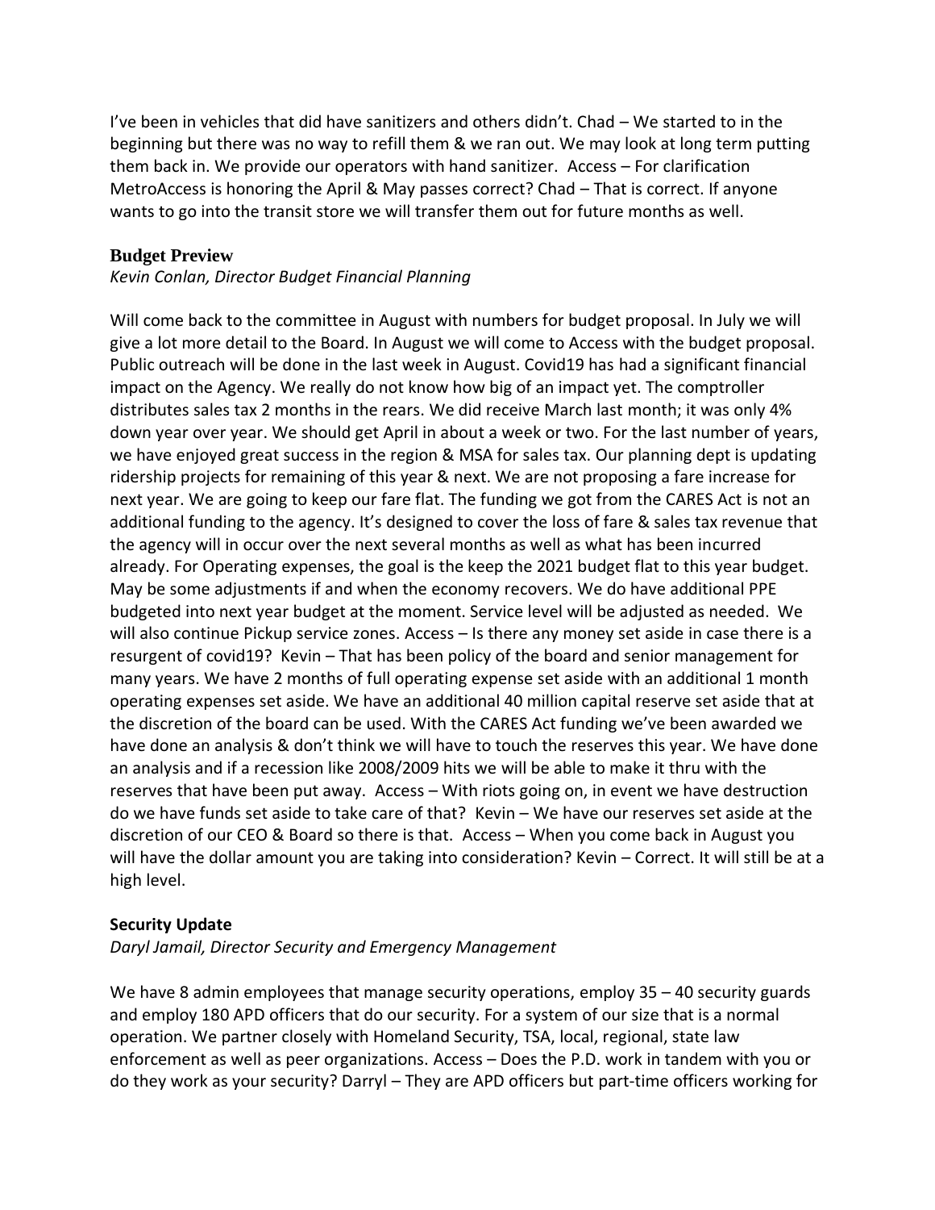I've been in vehicles that did have sanitizers and others didn't. Chad – We started to in the beginning but there was no way to refill them & we ran out. We may look at long term putting them back in. We provide our operators with hand sanitizer. Access – For clarification MetroAccess is honoring the April & May passes correct? Chad – That is correct. If anyone wants to go into the transit store we will transfer them out for future months as well.

**Budget Preview**

*Kevin Conlan, Director Budget Financial Planning*

Will come back to the committee in August with numbers for budget proposal. In July we will give a lot more detail to the Board. In August we will come to Access with the budget proposal. Public outreach will be done in the last week in August. Covid19 has had a significant financial impact on the Agency. We really do not know how big of an impact yet. The comptroller distributes sales tax 2 months in the rears. We did receive March last month; it was only 4% down year over year. We should get April in about a week or two. For the last number of years, we have enjoyed great success in the region & MSA for sales tax. Our planning dept is updating ridership projects for remaining of this year & next. We are not proposing a fare increase for next year. We are going to keep our fare flat. The funding we got from the CARES Act is not an additional funding to the agency. It's designed to cover the loss of fare & sales tax revenue that the agency will in occur over the next several months as well as what has been incurred already. For Operating expenses, the goal is the keep the 2021 budget flat to this year budget. May be some adjustments if and when the economy recovers. We do have additional PPE budgeted into next year budget at the moment. Service level will be adjusted as needed. We will also continue Pickup service zones. Access – Is there any money set aside in case there is a resurgent of covid19? Kevin – That has been policy of the board and senior management for many years. We have 2 months of full operating expense set aside with an additional 1 month operating expenses set aside. We have an additional 40 million capital reserve set aside that at the discretion of the board can be used. With the CARES Act funding we've been awarded we have done an analysis & don't think we will have to touch the reserves this year. We have done an analysis and if a recession like 2008/2009 hits we will be able to make it thru with the reserves that have been put away. Access – With riots going on, in event we have destruction do we have funds set aside to take care of that? Kevin – We have our reserves set aside at the discretion of our CEO & Board so there is that. Access – When you come back in August you will have the dollar amount you are taking into consideration? Kevin – Correct. It will still be at a high level.

**Security Update**

*Daryl Jamail, Director Security and Emergency Management*

We have 8 admin employees that manage security operations, employ 35 – 40 security guards and employ 180 APD officers that do our security. For a system of our size that is a normal operation. We partner closely with Homeland Security, TSA, local, regional, state law enforcement as well as peer organizations. Access – Does the P.D. work in tandem with you or do they work as your security? Darryl – They are APD officers but part-time officers working for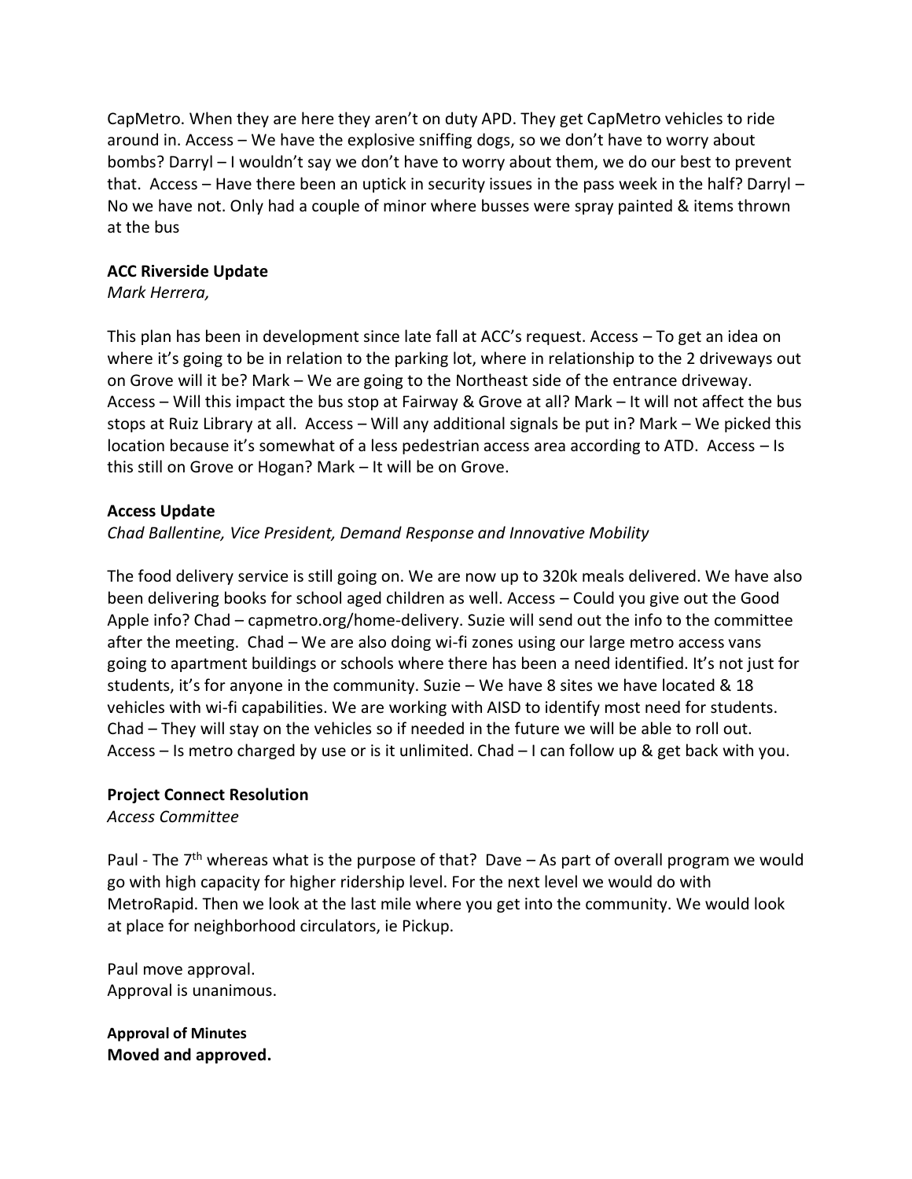CapMetro. When they are here they aren't on duty APD. They get CapMetro vehicles to ride around in. Access – We have the explosive sniffing dogs, so we don't have to worry about bombs? Darryl – I wouldn't say we don't have to worry about them, we do our best to prevent that. Access – Have there been an uptick in security issues in the pass week in the half? Darryl – No we have not. Only had a couple of minor where busses were spray painted & items thrown at the bus

**ACC Riverside Update**

*Mark Herrera,*

This plan has been in development since late fall at ACC's request. Access – To get an idea on where it's going to be in relation to the parking lot, where in relationship to the 2 driveways out on Grove will it be? Mark – We are going to the Northeast side of the entrance driveway. Access – Will this impact the bus stop at Fairway & Grove at all? Mark – It will not affect the bus stops at Ruiz Library at all. Access – Will any additional signals be put in? Mark – We picked this location because it's somewhat of a less pedestrian access area according to ATD. Access – Is this still on Grove or Hogan? Mark – It will be on Grove.

**Access Update**

*Chad Ballentine, Vice President, Demand Response and Innovative Mobility*

The food delivery service is still going on. We are now up to 320k meals delivered. We have also been delivering books for school aged children as well. Access – Could you give out the Good Apple info? Chad – capmetro.org/home-delivery. Suzie will send out the info to the committee after the meeting. Chad – We are also doing wi-fi zones using our large metro access vans going to apartment buildings or schools where there has been a need identified. It's not just for students, it's for anyone in the community. Suzie – We have 8 sites we have located & 18 vehicles with wi-fi capabilities. We are working with AISD to identify most need for students. Chad – They will stay on the vehicles so if needed in the future we will be able to roll out. Access – Is metro charged by use or is it unlimited. Chad – I can follow up & get back with you.

**Project Connect Resolution**

*Access Committee*

Paul - The 7th whereas what is the purpose of that? Dave – As part of overall program we would go with high capacity for higher ridership level. For the next level we would do with MetroRapid. Then we look at the last mile where you get into the community. We would look at place for neighborhood circulators, ie Pickup.

Paul move approval.
Approval is unanimous.

**Approval of Minutes**
**Moved and approved.**